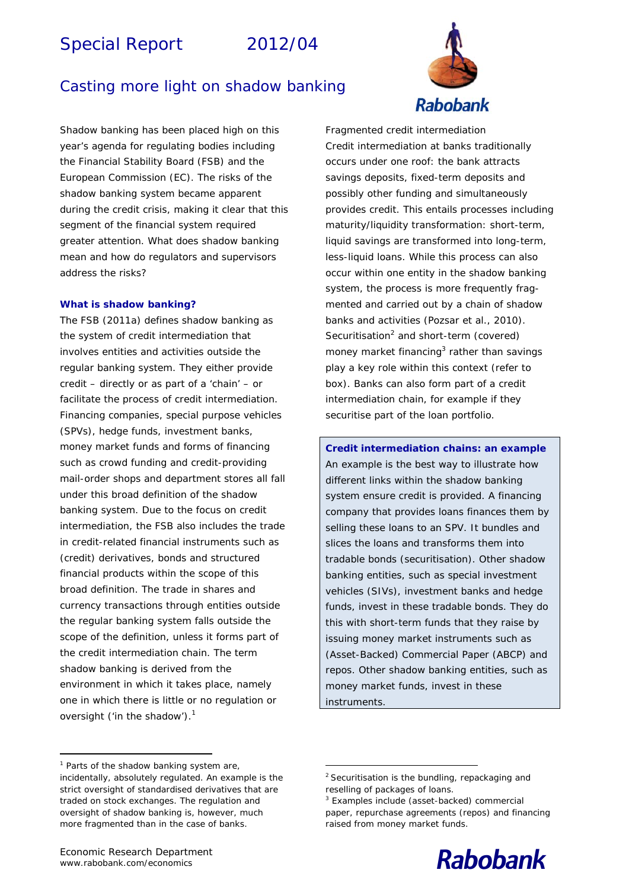# Special Report 2012/04

## Casting more light on shadow banking

Shadow banking has been placed high on this year's agenda for regulating bodies including the Financial Stability Board (FSB) and the European Commission (EC). The risks of the shadow banking system became apparent during the credit crisis, making it clear that this segment of the financial system required greater attention. What does shadow banking mean and how do regulators and supervisors address the risks?

### What is shadow banking?

The FSB (2011a) defines shadow banking as the system of credit intermediation that involves entities and activities outside the regular banking system. They either provide credit – directly or as part of a 'chain' – or facilitate the process of credit intermediation. Financing companies, special purpose vehicles (SPVs), hedge funds, investment banks, money market funds and forms of financing such as crowd funding and credit-providing mail-order shops and department stores all fall under this broad definition of the shadow banking system. Due to the focus on credit intermediation, the FSB also includes the trade in credit-related financial instruments such as (credit) derivatives, bonds and structured financial products within the scope of this broad definition. The trade in shares and currency transactions through entities outside the regular banking system falls outside the scope of the definition, unless it forms part of the credit intermediation chain. The term shadow banking is derived from the environment in which it takes place, namely one in which there is little or no regulation or oversight ('in the shadow').[1]

Fragmented credit intermediation

Credit intermediation at banks traditionally occurs under one roof: the bank attracts savings deposits, fixed-term deposits and possibly other funding and simultaneously provides credit. This entails processes including maturity/liquidity transformation: short-term, liquid savings are transformed into long-term, less-liquid loans. While this process can also occur within one entity in the shadow banking system, the process is more frequently fragmented and carried out by a chain of shadow banks and activities (Pozsar et al., 2010). Securitisation[2] and short-term (covered) money market financing[3] rather than savings play a key role within this context (refer to box). Banks can also form part of a credit intermediation chain, for example if they securitise part of the loan portfolio.

> **Credit intermediation chains: an example**
>
> An example is the best way to illustrate how different links within the shadow banking system ensure credit is provided. A financing company that provides loans finances them by selling these loans to an SPV. It bundles and slices the loans and transforms them into tradable bonds (securitisation). Other shadow banking entities, such as special investment vehicles (SIVs), investment banks and hedge funds, invest in these tradable bonds. They do this with short-term funds that they raise by issuing money market instruments such as (Asset-Backed) Commercial Paper (ABCP) and repos. Other shadow banking entities, such as money market funds, invest in these instruments.

---

[1] Parts of the shadow banking system are, incidentally, absolutely regulated. An example is the strict oversight of standardised derivatives that are traded on stock exchanges. The regulation and oversight of shadow banking is, however, much more fragmented than in the case of banks.

[2] Securitisation is the bundling, repackaging and reselling of packages of loans.

[3] Examples include (asset-backed) commercial paper, repurchase agreements (repos) and financing raised from money market funds.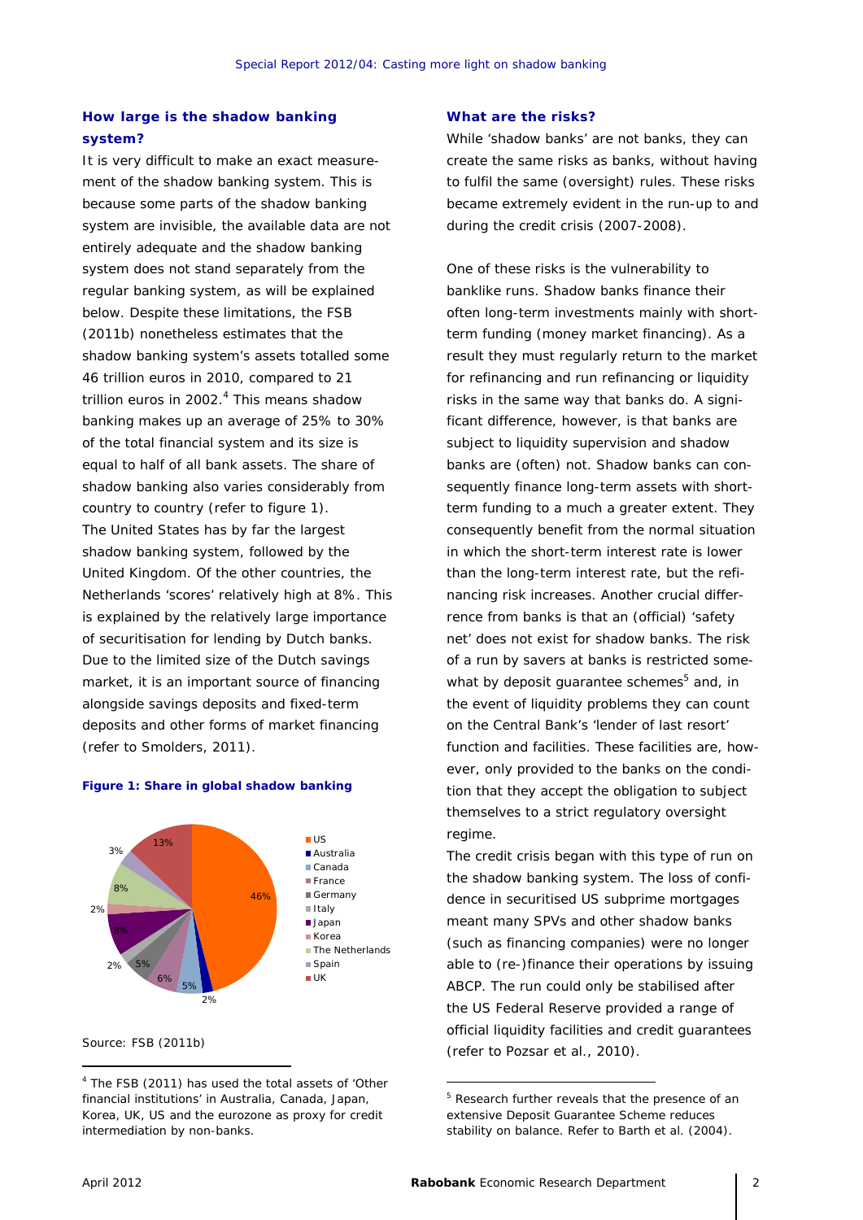## How large is the shadow banking system?

It is very difficult to make an exact measurement of the shadow banking system. This is because some parts of the shadow banking system are invisible, the available data are not entirely adequate and the shadow banking system does not stand separately from the regular banking system, as will be explained below. Despite these limitations, the FSB (2011b) nonetheless estimates that the shadow banking system's assets totalled some 46 trillion euros in 2010, compared to 21 trillion euros in 2002.[4] This means shadow banking makes up an average of 25% to 30% of the total financial system and its size is equal to half of all bank assets. The share of shadow banking also varies considerably from country to country (refer to figure 1). The United States has by far the largest shadow banking system, followed by the United Kingdom. Of the other countries, the Netherlands 'scores' relatively high at 8%. This is explained by the relatively large importance of securitisation for lending by Dutch banks. Due to the limited size of the Dutch savings market, it is an important source of financing alongside savings deposits and fixed-term deposits and other forms of market financing (refer to Smolders, 2011).

**Figure 1: Share in global shadow banking**

| Country | Share |
|---|---|
| US | 46% |
| Australia | 2% |
| Canada | 5% |
| France | 6% |
| Germany | 5% |
| Italy | 2% |
| Japan | 8% |
| Korea | 2% |
| The Netherlands | 8% |
| Spain | 3% |
| UK | 13% |

Source: FSB (2011b)

## What are the risks?

While 'shadow banks' are not banks, they can create the same risks as banks, without having to fulfil the same (oversight) rules. These risks became extremely evident in the run-up to and during the credit crisis (2007-2008).

One of these risks is the vulnerability to banklike runs. Shadow banks finance their often long-term investments mainly with short-term funding (money market financing). As a result they must regularly return to the market for refinancing and run refinancing or liquidity risks in the same way that banks do. A significant difference, however, is that banks are subject to liquidity supervision and shadow banks are (often) not. Shadow banks can consequently finance long-term assets with short-term funding to a much a greater extent. They consequently benefit from the normal situation in which the short-term interest rate is lower than the long-term interest rate, but the refinancing risk increases. Another crucial difference from banks is that an (official) 'safety net' does not exist for shadow banks. The risk of a run by savers at banks is restricted somewhat by deposit guarantee schemes[5] and, in the event of liquidity problems they can count on the Central Bank's 'lender of last resort' function and facilities. These facilities are, however, only provided to the banks on the condition that they accept the obligation to subject themselves to a strict regulatory oversight regime.

The credit crisis began with this type of run on the shadow banking system. The loss of confidence in securitised US subprime mortgages meant many SPVs and other shadow banks (such as financing companies) were no longer able to (re-)finance their operations by issuing ABCP. The run could only be stabilised after the US Federal Reserve provided a range of official liquidity facilities and credit guarantees (refer to Pozsar et al., 2010).

---

[4] The FSB (2011) has used the total assets of 'Other financial institutions' in Australia, Canada, Japan, Korea, UK, US and the eurozone as proxy for credit intermediation by non-banks.

[5] Research further reveals that the presence of an extensive Deposit Guarantee Scheme reduces stability on balance. Refer to Barth et al. (2004).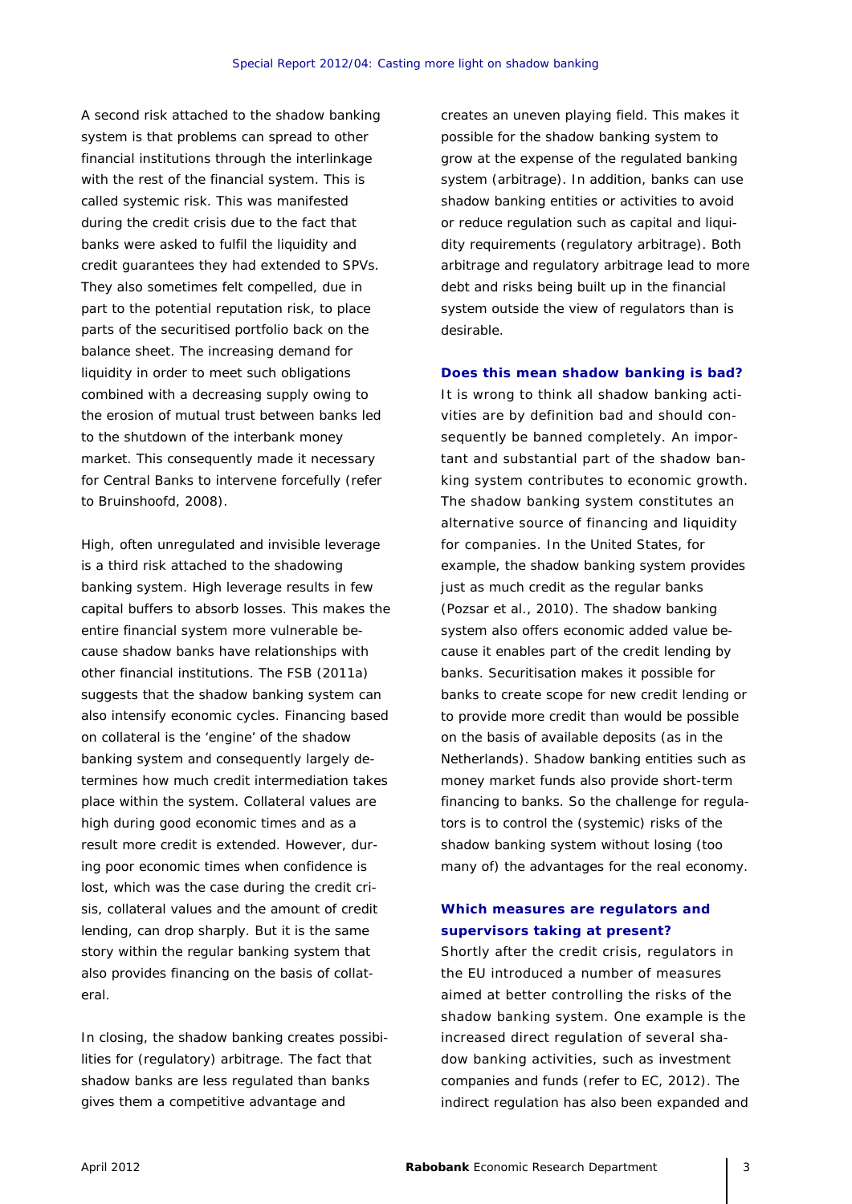A second risk attached to the shadow banking system is that problems can spread to other financial institutions through the interlinkage with the rest of the financial system. This is called systemic risk. This was manifested during the credit crisis due to the fact that banks were asked to fulfil the liquidity and credit guarantees they had extended to SPVs. They also sometimes felt compelled, due in part to the potential reputation risk, to place parts of the securitised portfolio back on the balance sheet. The increasing demand for liquidity in order to meet such obligations combined with a decreasing supply owing to the erosion of mutual trust between banks led to the shutdown of the interbank money market. This consequently made it necessary for Central Banks to intervene forcefully (refer to Bruinshoofd, 2008).

High, often unregulated and invisible leverage is a third risk attached to the shadowing banking system. High leverage results in few capital buffers to absorb losses. This makes the entire financial system more vulnerable because shadow banks have relationships with other financial institutions. The FSB (2011a) suggests that the shadow banking system can also intensify economic cycles. Financing based on collateral is the 'engine' of the shadow banking system and consequently largely determines how much credit intermediation takes place within the system. Collateral values are high during good economic times and as a result more credit is extended. However, during poor economic times when confidence is lost, which was the case during the credit crisis, collateral values and the amount of credit lending, can drop sharply. But it is the same story within the regular banking system that also provides financing on the basis of collateral.

In closing, the shadow banking creates possibilities for (regulatory) arbitrage. The fact that shadow banks are less regulated than banks gives them a competitive advantage and creates an uneven playing field. This makes it possible for the shadow banking system to grow at the expense of the regulated banking system (arbitrage). In addition, banks can use shadow banking entities or activities to avoid or reduce regulation such as capital and liquidity requirements (regulatory arbitrage). Both arbitrage and regulatory arbitrage lead to more debt and risks being built up in the financial system outside the view of regulators than is desirable.

### Does this mean shadow banking is bad?

It is wrong to think all shadow banking activities are by definition bad and should consequently be banned completely. An important and substantial part of the shadow banking system contributes to economic growth. The shadow banking system constitutes an alternative source of financing and liquidity for companies. In the United States, for example, the shadow banking system provides just as much credit as the regular banks (Pozsar et al., 2010). The shadow banking system also offers economic added value because it enables part of the credit lending by banks. Securitisation makes it possible for banks to create scope for new credit lending or to provide more credit than would be possible on the basis of available deposits (as in the Netherlands). Shadow banking entities such as money market funds also provide short-term financing to banks. So the challenge for regulators is to control the (systemic) risks of the shadow banking system without losing (too many of) the advantages for the real economy.

### Which measures are regulators and supervisors taking at present?

Shortly after the credit crisis, regulators in the EU introduced a number of measures aimed at better controlling the risks of the shadow banking system. One example is the increased direct regulation of several shadow banking activities, such as investment companies and funds (refer to EC, 2012). The indirect regulation has also been expanded and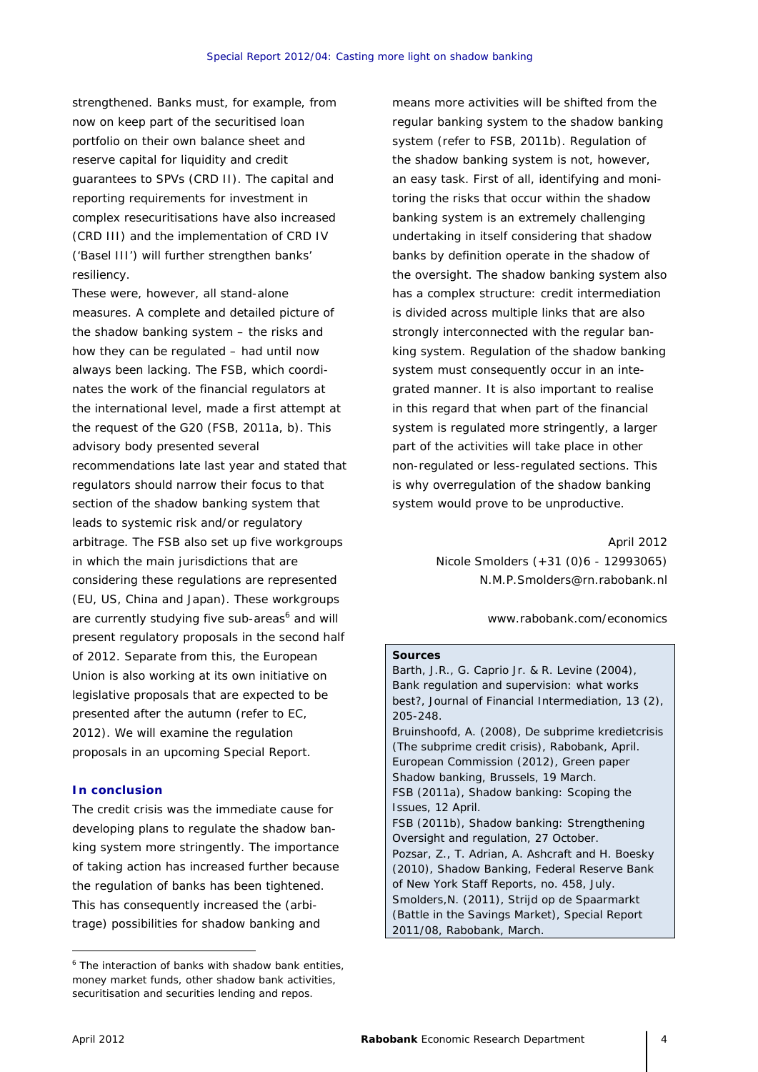strengthened. Banks must, for example, from now on keep part of the securitised loan portfolio on their own balance sheet and reserve capital for liquidity and credit guarantees to SPVs (CRD II). The capital and reporting requirements for investment in complex resecuritisations have also increased (CRD III) and the implementation of CRD IV ('Basel III') will further strengthen banks' resiliency.

These were, however, all stand-alone measures. A complete and detailed picture of the shadow banking system – the risks and how they can be regulated – had until now always been lacking. The FSB, which coordinates the work of the financial regulators at the international level, made a first attempt at the request of the G20 (FSB, 2011a, b). This advisory body presented several recommendations late last year and stated that regulators should narrow their focus to that section of the shadow banking system that leads to systemic risk and/or regulatory arbitrage. The FSB also set up five workgroups in which the main jurisdictions that are considering these regulations are represented (EU, US, China and Japan). These workgroups are currently studying five sub-areas[6] and will present regulatory proposals in the second half of 2012. Separate from this, the European Union is also working at its own initiative on legislative proposals that are expected to be presented after the autumn (refer to EC, 2012). We will examine the regulation proposals in an upcoming Special Report.

## In conclusion

The credit crisis was the immediate cause for developing plans to regulate the shadow banking system more stringently. The importance of taking action has increased further because the regulation of banks has been tightened. This has consequently increased the (arbitrage) possibilities for shadow banking and means more activities will be shifted from the regular banking system to the shadow banking system (refer to FSB, 2011b). Regulation of the shadow banking system is not, however, an easy task. First of all, identifying and monitoring the risks that occur within the shadow banking system is an extremely challenging undertaking in itself considering that shadow banks by definition operate in the shadow of the oversight. The shadow banking system also has a complex structure: credit intermediation is divided across multiple links that are also strongly interconnected with the regular banking system. Regulation of the shadow banking system must consequently occur in an integrated manner. It is also important to realise in this regard that when part of the financial system is regulated more stringently, a larger part of the activities will take place in other non-regulated or less-regulated sections. This is why overregulation of the shadow banking system would prove to be unproductive.

April 2012
Nicole Smolders (+31 (0)6 - 12993065)
N.M.P.Smolders@rn.rabobank.nl

www.rabobank.com/economics

**Sources**

Barth, J.R., G. Caprio Jr. & R. Levine (2004), Bank regulation and supervision: what works best?, Journal of Financial Intermediation, 13 (2), 205-248.
Bruinshoofd, A. (2008), De subprime kredietcrisis (The subprime credit crisis), Rabobank, April.
European Commission (2012), Green paper Shadow banking, Brussels, 19 March.
FSB (2011a), Shadow banking: Scoping the Issues, 12 April.
FSB (2011b), Shadow banking: Strengthening Oversight and regulation, 27 October.
Pozsar, Z., T. Adrian, A. Ashcraft and H. Boesky (2010), Shadow Banking, Federal Reserve Bank of New York Staff Reports, no. 458, July.
Smolders,N. (2011), Strijd op de Spaarmarkt (Battle in the Savings Market), Special Report 2011/08, Rabobank, March.

[6] The interaction of banks with shadow bank entities, money market funds, other shadow bank activities, securitisation and securities lending and repos.